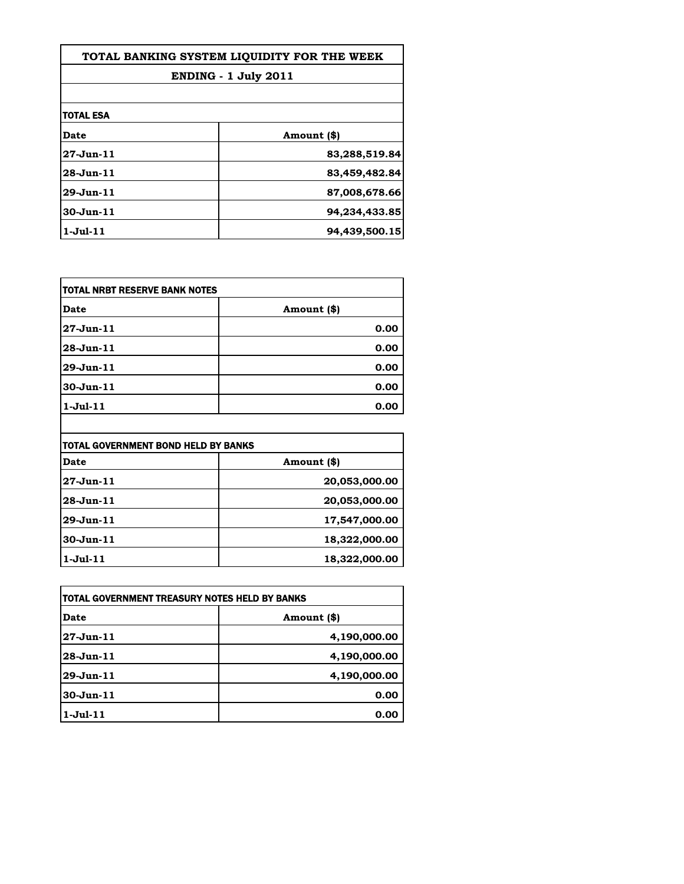# TOTAL BANKING SYSTEM LIQUIDITY FOR THE WEEK

## ENDING - 1 July 2011

### TOTAL ESA

| Date | Amount ($) |
|---|---|
| 27-Jun-11 | 83,288,519.84 |
| 28-Jun-11 | 83,459,482.84 |
| 29-Jun-11 | 87,008,678.66 |
| 30-Jun-11 | 94,234,433.85 |
| 1-Jul-11 | 94,439,500.15 |

### TOTAL NRBT RESERVE BANK NOTES

| Date | Amount ($) |
|---|---|
| 27-Jun-11 | 0.00 |
| 28-Jun-11 | 0.00 |
| 29-Jun-11 | 0.00 |
| 30-Jun-11 | 0.00 |
| 1-Jul-11 | 0.00 |

### TOTAL GOVERNMENT BOND HELD BY BANKS

| Date | Amount ($) |
|---|---|
| 27-Jun-11 | 20,053,000.00 |
| 28-Jun-11 | 20,053,000.00 |
| 29-Jun-11 | 17,547,000.00 |
| 30-Jun-11 | 18,322,000.00 |
| 1-Jul-11 | 18,322,000.00 |

### TOTAL GOVERNMENT TREASURY NOTES HELD BY BANKS

| Date | Amount ($) |
|---|---|
| 27-Jun-11 | 4,190,000.00 |
| 28-Jun-11 | 4,190,000.00 |
| 29-Jun-11 | 4,190,000.00 |
| 30-Jun-11 | 0.00 |
| 1-Jul-11 | 0.00 |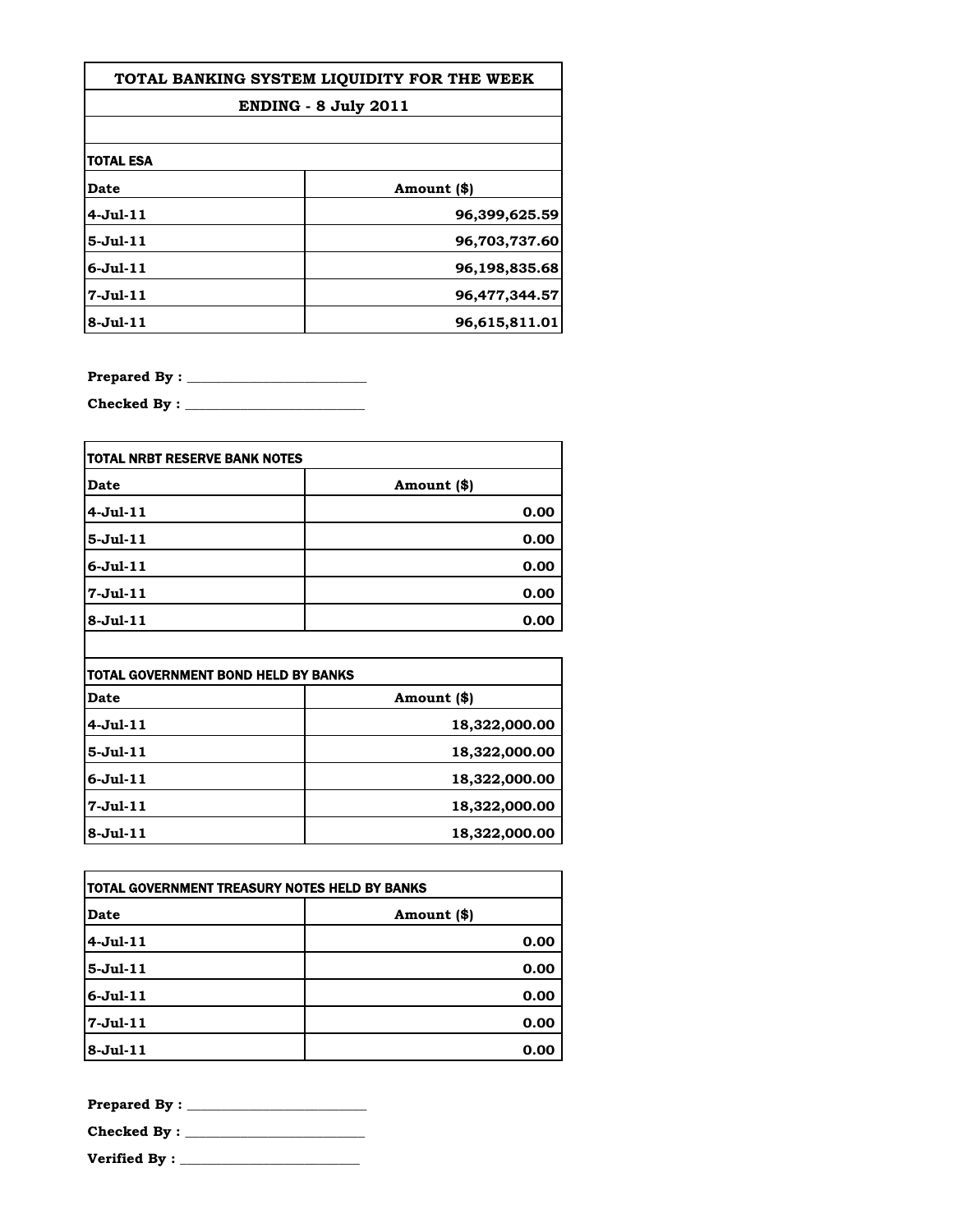# TOTAL BANKING SYSTEM LIQUIDITY FOR THE WEEK

## ENDING - 8 July 2011

| TOTAL ESA | |
|---|---|
| **Date** | **Amount ($)** |
| **4-Jul-11** | **96,399,625.59** |
| **5-Jul-11** | **96,703,737.60** |
| **6-Jul-11** | **96,198,835.68** |
| **7-Jul-11** | **96,477,344.57** |
| **8-Jul-11** | **96,615,811.01** |

**Prepared By :** ______________________

**Checked By :** ______________________

| TOTAL NRBT RESERVE BANK NOTES | |
|---|---|
| **Date** | **Amount ($)** |
| **4-Jul-11** | **0.00** |
| **5-Jul-11** | **0.00** |
| **6-Jul-11** | **0.00** |
| **7-Jul-11** | **0.00** |
| **8-Jul-11** | **0.00** |

| TOTAL GOVERNMENT BOND HELD BY BANKS | |
|---|---|
| **Date** | **Amount ($)** |
| **4-Jul-11** | **18,322,000.00** |
| **5-Jul-11** | **18,322,000.00** |
| **6-Jul-11** | **18,322,000.00** |
| **7-Jul-11** | **18,322,000.00** |
| **8-Jul-11** | **18,322,000.00** |

| TOTAL GOVERNMENT TREASURY NOTES HELD BY BANKS | |
|---|---|
| **Date** | **Amount ($)** |
| **4-Jul-11** | **0.00** |
| **5-Jul-11** | **0.00** |
| **6-Jul-11** | **0.00** |
| **7-Jul-11** | **0.00** |
| **8-Jul-11** | **0.00** |

**Prepared By :** ______________________

**Checked By :** ______________________

**Verified By :** ______________________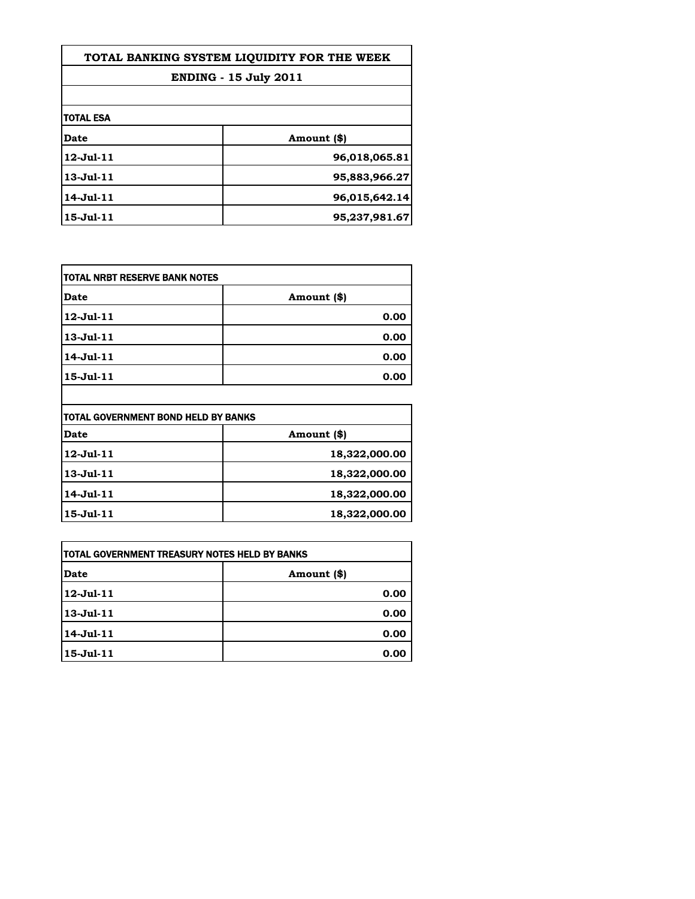# TOTAL BANKING SYSTEM LIQUIDITY FOR THE WEEK

## ENDING - 15 July 2011

**TOTAL ESA**

| Date | Amount ($) |
|---|---|
| 12-Jul-11 | 96,018,065.81 |
| 13-Jul-11 | 95,883,966.27 |
| 14-Jul-11 | 96,015,642.14 |
| 15-Jul-11 | 95,237,981.67 |

**TOTAL NRBT RESERVE BANK NOTES**

| Date | Amount ($) |
|---|---|
| 12-Jul-11 | 0.00 |
| 13-Jul-11 | 0.00 |
| 14-Jul-11 | 0.00 |
| 15-Jul-11 | 0.00 |

**TOTAL GOVERNMENT BOND HELD BY BANKS**

| Date | Amount ($) |
|---|---|
| 12-Jul-11 | 18,322,000.00 |
| 13-Jul-11 | 18,322,000.00 |
| 14-Jul-11 | 18,322,000.00 |
| 15-Jul-11 | 18,322,000.00 |

**TOTAL GOVERNMENT TREASURY NOTES HELD BY BANKS**

| Date | Amount ($) |
|---|---|
| 12-Jul-11 | 0.00 |
| 13-Jul-11 | 0.00 |
| 14-Jul-11 | 0.00 |
| 15-Jul-11 | 0.00 |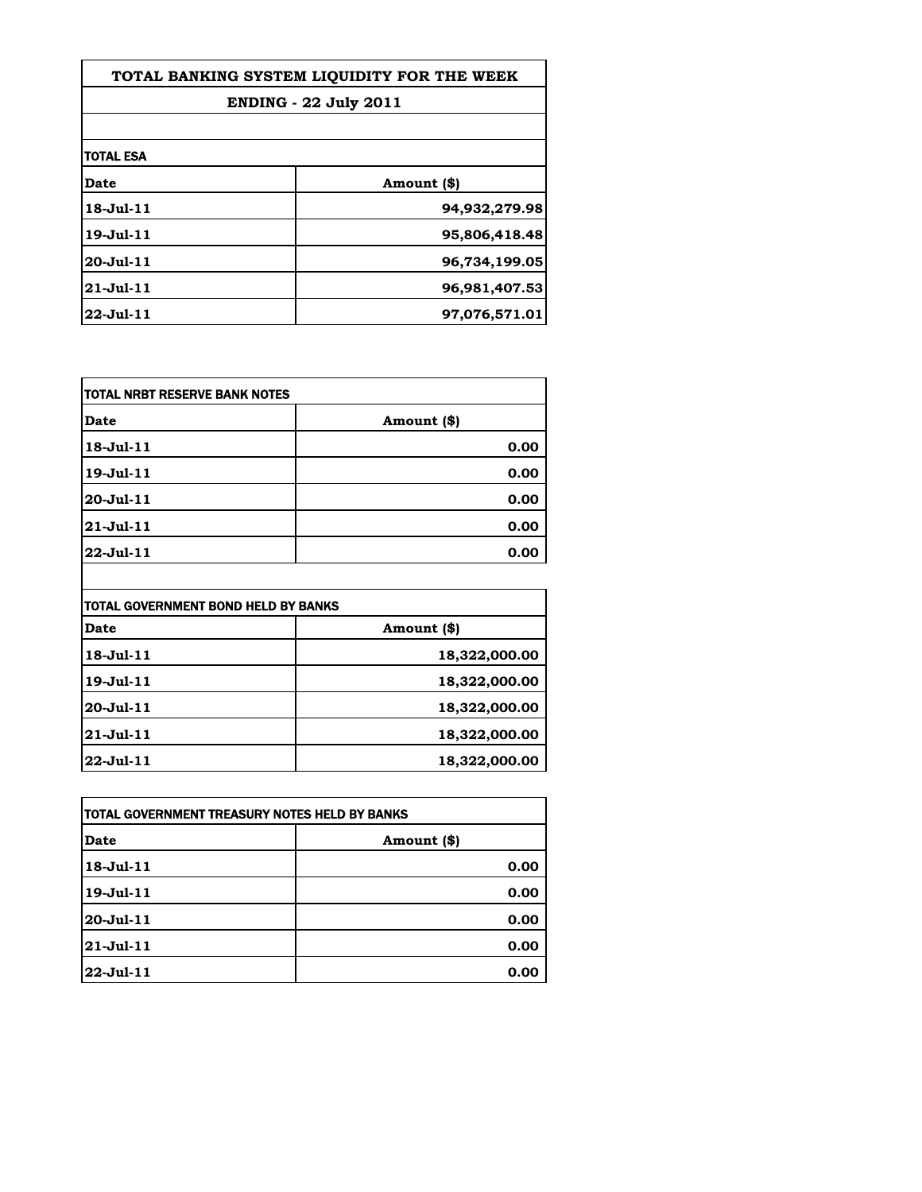# TOTAL BANKING SYSTEM LIQUIDITY FOR THE WEEK

## ENDING - 22 July 2011

### TOTAL ESA

| Date | Amount ($) |
|---|---|
| 18-Jul-11 | 94,932,279.98 |
| 19-Jul-11 | 95,806,418.48 |
| 20-Jul-11 | 96,734,199.05 |
| 21-Jul-11 | 96,981,407.53 |
| 22-Jul-11 | 97,076,571.01 |

### TOTAL NRBT RESERVE BANK NOTES

| Date | Amount ($) |
|---|---|
| 18-Jul-11 | 0.00 |
| 19-Jul-11 | 0.00 |
| 20-Jul-11 | 0.00 |
| 21-Jul-11 | 0.00 |
| 22-Jul-11 | 0.00 |

### TOTAL GOVERNMENT BOND HELD BY BANKS

| Date | Amount ($) |
|---|---|
| 18-Jul-11 | 18,322,000.00 |
| 19-Jul-11 | 18,322,000.00 |
| 20-Jul-11 | 18,322,000.00 |
| 21-Jul-11 | 18,322,000.00 |
| 22-Jul-11 | 18,322,000.00 |

### TOTAL GOVERNMENT TREASURY NOTES HELD BY BANKS

| Date | Amount ($) |
|---|---|
| 18-Jul-11 | 0.00 |
| 19-Jul-11 | 0.00 |
| 20-Jul-11 | 0.00 |
| 21-Jul-11 | 0.00 |
| 22-Jul-11 | 0.00 |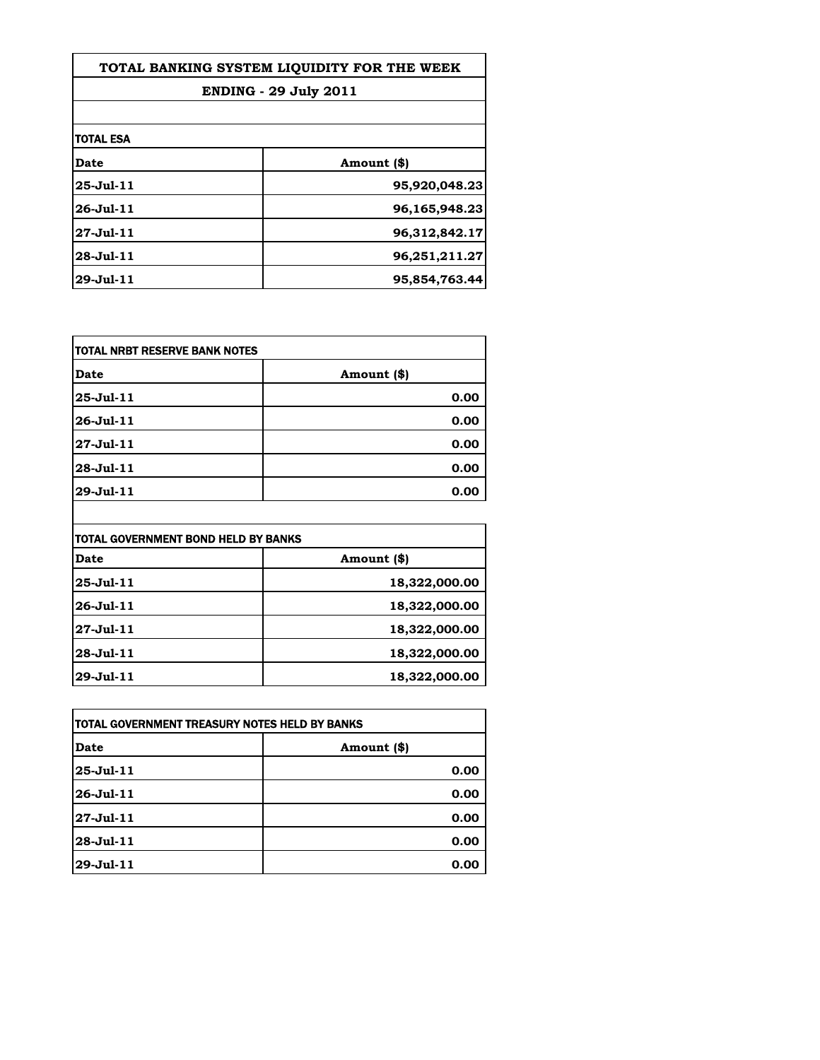# TOTAL BANKING SYSTEM LIQUIDITY FOR THE WEEK

## ENDING - 29 July 2011

**TOTAL ESA**

| Date | Amount ($) |
| --- | --- |
| 25-Jul-11 | 95,920,048.23 |
| 26-Jul-11 | 96,165,948.23 |
| 27-Jul-11 | 96,312,842.17 |
| 28-Jul-11 | 96,251,211.27 |
| 29-Jul-11 | 95,854,763.44 |

**TOTAL NRBT RESERVE BANK NOTES**

| Date | Amount ($) |
| --- | --- |
| 25-Jul-11 | 0.00 |
| 26-Jul-11 | 0.00 |
| 27-Jul-11 | 0.00 |
| 28-Jul-11 | 0.00 |
| 29-Jul-11 | 0.00 |

**TOTAL GOVERNMENT BOND HELD BY BANKS**

| Date | Amount ($) |
| --- | --- |
| 25-Jul-11 | 18,322,000.00 |
| 26-Jul-11 | 18,322,000.00 |
| 27-Jul-11 | 18,322,000.00 |
| 28-Jul-11 | 18,322,000.00 |
| 29-Jul-11 | 18,322,000.00 |

**TOTAL GOVERNMENT TREASURY NOTES HELD BY BANKS**

| Date | Amount ($) |
| --- | --- |
| 25-Jul-11 | 0.00 |
| 26-Jul-11 | 0.00 |
| 27-Jul-11 | 0.00 |
| 28-Jul-11 | 0.00 |
| 29-Jul-11 | 0.00 |